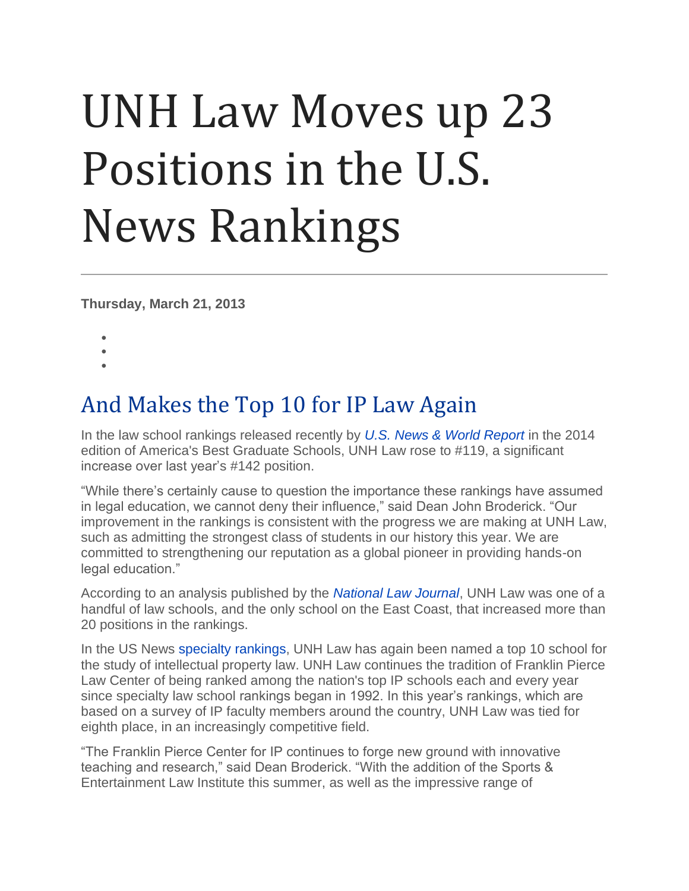# UNH Law Moves up 23 Positions in the U.S. News Rankings

**Thursday, March 21, 2013**

## And Makes the Top 10 for IP Law Again

In the law school rankings released recently by *U.S. News & World Report* in the 2014 edition of America's Best Graduate Schools, UNH Law rose to #119, a significant increase over last year's #142 position.

"While there's certainly cause to question the importance these rankings have assumed in legal education, we cannot deny their influence," said Dean John Broderick. "Our improvement in the rankings is consistent with the progress we are making at UNH Law, such as admitting the strongest class of students in our history this year. We are committed to strengthening our reputation as a global pioneer in providing hands-on legal education."

According to an analysis published by the *National Law Journal*, UNH Law was one of a handful of law schools, and the only school on the East Coast, that increased more than 20 positions in the rankings.

In the US News specialty rankings, UNH Law has again been named a top 10 school for the study of intellectual property law. UNH Law continues the tradition of Franklin Pierce Law Center of being ranked among the nation's top IP schools each and every year since specialty law school rankings began in 1992. In this year's rankings, which are based on a survey of IP faculty members around the country, UNH Law was tied for eighth place, in an increasingly competitive field.

"The Franklin Pierce Center for IP continues to forge new ground with innovative teaching and research," said Dean Broderick. "With the addition of the Sports & Entertainment Law Institute this summer, as well as the impressive range of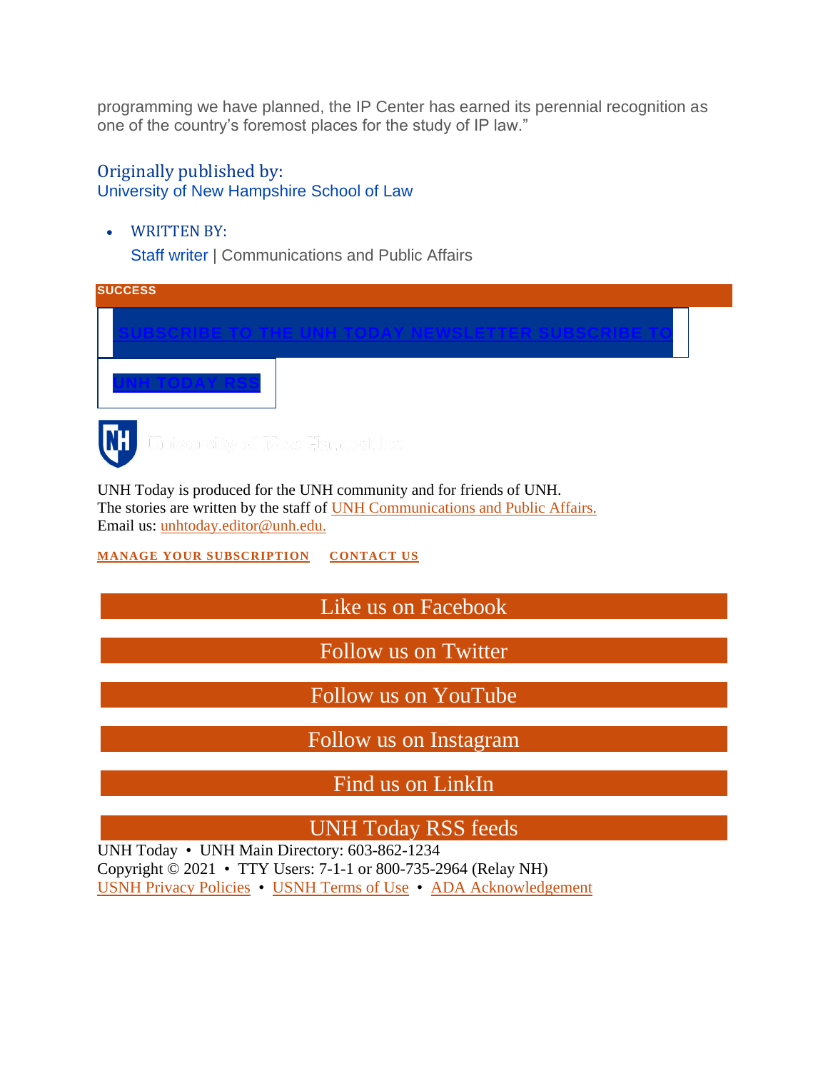programming we have planned, the IP Center has earned its perennial recognition as one of the country's foremost places for the study of IP law."

Originally published by:
University of New Hampshire School of Law

- WRITTEN BY:
  Staff writer | Communications and Public Affairs

SUCCESS

SUBSCRIBE TO THE UNH TODAY NEWSLETTER SUBSCRIBE TO

UNH TODAY RSS

University of New Hampshire

UNH Today is produced for the UNH community and for friends of UNH.
The stories are written by the staff of UNH Communications and Public Affairs.
Email us: unhtoday.editor@unh.edu.

MANAGE YOUR SUBSCRIPTION    CONTACT US

Like us on Facebook

Follow us on Twitter

Follow us on YouTube

Follow us on Instagram

Find us on LinkIn

UNH Today RSS feeds

UNH Today • UNH Main Directory: 603-862-1234
Copyright © 2021 • TTY Users: 7-1-1 or 800-735-2964 (Relay NH)
USNH Privacy Policies • USNH Terms of Use • ADA Acknowledgement